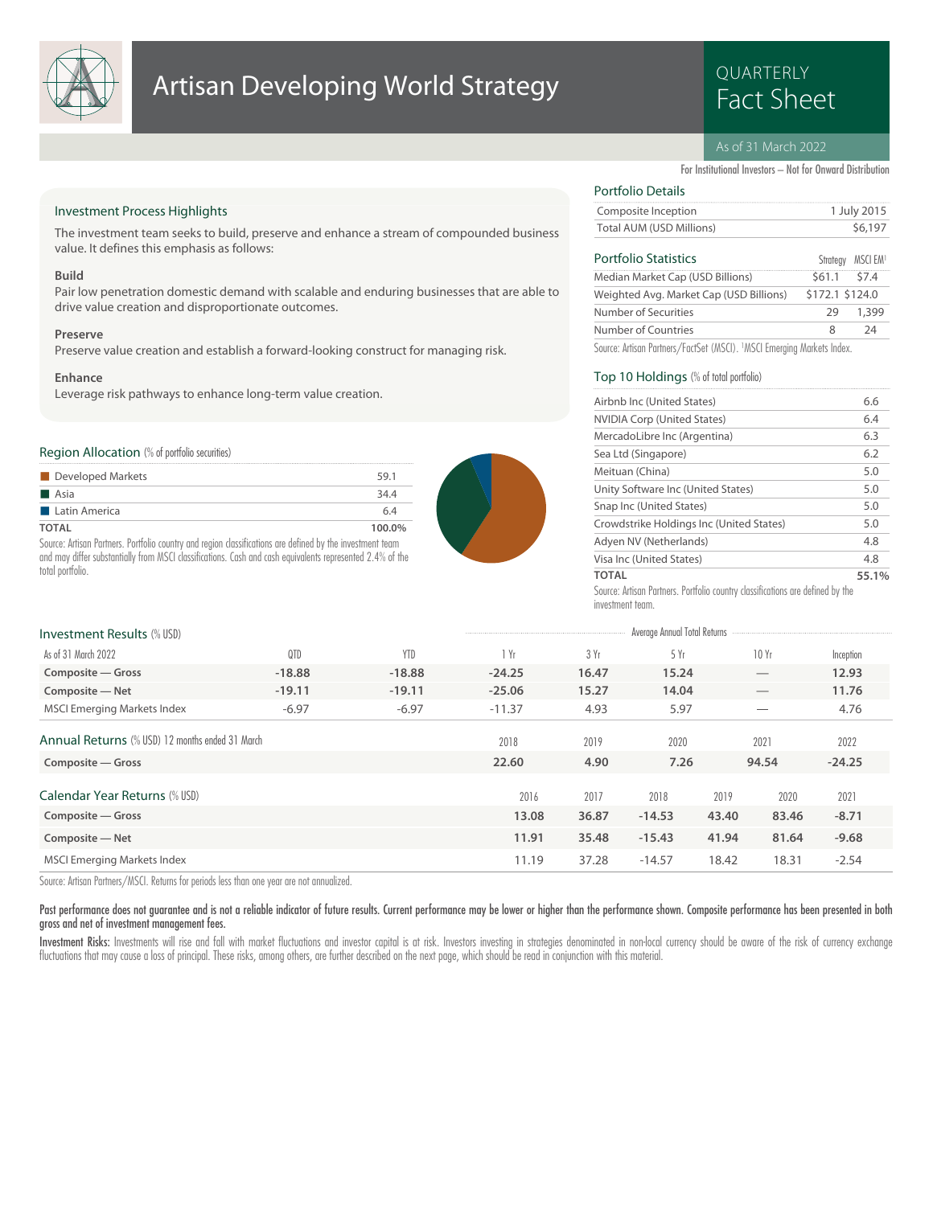# Artisan Developing World Strategy

QUARTERLY
Fact Sheet

As of 31 March 2022

For Institutional Investors – Not for Onward Distribution

## Investment Process Highlights

The investment team seeks to build, preserve and enhance a stream of compounded business value. It defines this emphasis as follows:

**Build**
Pair low penetration domestic demand with scalable and enduring businesses that are able to drive value creation and disproportionate outcomes.

**Preserve**
Preserve value creation and establish a forward-looking construct for managing risk.

**Enhance**
Leverage risk pathways to enhance long-term value creation.

## Region Allocation (% of portfolio securities)

| Region | % |
|---|---|
| Developed Markets | 59.1 |
| Asia | 34.4 |
| Latin America | 6.4 |
| **TOTAL** | **100.0%** |

Source: Artisan Partners. Portfolio country and region classifications are defined by the investment team and may differ substantially from MSCI classifications. Cash and cash equivalents represented 2.4% of the total portfolio.

## Portfolio Details

| | |
|---|---|
| Composite Inception | 1 July 2015 |
| Total AUM (USD Millions) | $6,197 |

## Portfolio Statistics

| | Strategy | MSCI EM[1] |
|---|---|---|
| Median Market Cap (USD Billions) | $61.1 | $7.4 |
| Weighted Avg. Market Cap (USD Billions) | $172.1 | $124.0 |
| Number of Securities | 29 | 1,399 |
| Number of Countries | 8 | 24 |

Source: Artisan Partners/FactSet (MSCI). [1]MSCI Emerging Markets Index.

## Top 10 Holdings (% of total portfolio)

| Holding | % |
|---|---|
| Airbnb Inc (United States) | 6.6 |
| NVIDIA Corp (United States) | 6.4 |
| MercadoLibre Inc (Argentina) | 6.3 |
| Sea Ltd (Singapore) | 6.2 |
| Meituan (China) | 5.0 |
| Unity Software Inc (United States) | 5.0 |
| Snap Inc (United States) | 5.0 |
| Crowdstrike Holdings Inc (United States) | 5.0 |
| Adyen NV (Netherlands) | 4.8 |
| Visa Inc (United States) | 4.8 |
| **TOTAL** | **55.1%** |

Source: Artisan Partners. Portfolio country classifications are defined by the investment team.

## Investment Results (% USD)

| As of 31 March 2022 | QTD | YTD | 1 Yr | 3 Yr | 5 Yr | 10 Yr | Inception |
|---|---|---|---|---|---|---|---|
| | | | Average Annual Total Returns | | | | |
| **Composite — Gross** | **-18.88** | **-18.88** | **-24.25** | **16.47** | **15.24** | — | **12.93** |
| **Composite — Net** | **-19.11** | **-19.11** | **-25.06** | **15.27** | **14.04** | — | **11.76** |
| MSCI Emerging Markets Index | -6.97 | -6.97 | -11.37 | 4.93 | 5.97 | — | 4.76 |

## Annual Returns (% USD) 12 months ended 31 March

| | 2018 | 2019 | 2020 | 2021 | 2022 |
|---|---|---|---|---|---|
| **Composite — Gross** | **22.60** | **4.90** | **7.26** | **94.54** | **-24.25** |

## Calendar Year Returns (% USD)

| | 2016 | 2017 | 2018 | 2019 | 2020 | 2021 |
|---|---|---|---|---|---|---|
| **Composite — Gross** | **13.08** | **36.87** | **-14.53** | **43.40** | **83.46** | **-8.71** |
| **Composite — Net** | **11.91** | **35.48** | **-15.43** | **41.94** | **81.64** | **-9.68** |
| MSCI Emerging Markets Index | 11.19 | 37.28 | -14.57 | 18.42 | 18.31 | -2.54 |

Source: Artisan Partners/MSCI. Returns for periods less than one year are not annualized.

**Past performance does not guarantee and is not a reliable indicator of future results. Current performance may be lower or higher than the performance shown. Composite performance has been presented in both gross and net of investment management fees.**

**Investment Risks:** Investments will rise and fall with market fluctuations and investor capital is at risk. Investors investing in strategies denominated in non-local currency should be aware of the risk of currency exchange fluctuations that may cause a loss of principal. These risks, among others, are further described on the next page, which should be read in conjunction with this material.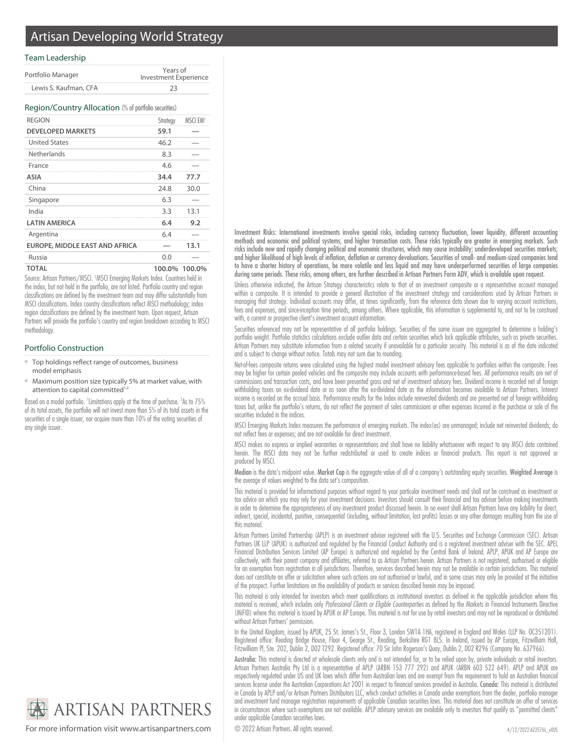# Artisan Developing World Strategy

## Team Leadership

| Portfolio Manager | Years of Investment Experience |
|---|---|
| Lewis S. Kaufman, CFA | 23 |

## Region/Country Allocation (% of portfolio securities)

| REGION | Strategy | MSCI EM[1] |
|---|---|---|
| **DEVELOPED MARKETS** | **59.1** | — |
| United States | 46.2 | — |
| Netherlands | 8.3 | — |
| France | 4.6 | — |
| **ASIA** | **34.4** | **77.7** |
| China | 24.8 | 30.0 |
| Singapore | 6.3 | — |
| India | 3.3 | 13.1 |
| **LATIN AMERICA** | **6.4** | **9.2** |
| Argentina | 6.4 | — |
| **EUROPE, MIDDLE EAST AND AFRICA** | — | **13.1** |
| Russia | 0.0 | — |
| **TOTAL** | **100.0%** | **100.0%** |

Source: Artisan Partners/MSCI. [1]MSCI Emerging Markets Index. Countries held in the index, but not held in the portfolio, are not listed. Portfolio country and region classifications are defined by the investment team and may differ substantially from MSCI classifications. Index country classifications reflect MSCI methodology; index region classifications are defined by the investment team. Upon request, Artisan Partners will provide the portfolio's country and region breakdown according to MSCI methodology.

## Portfolio Construction

- Top holdings reflect range of outcomes, business model emphasis
- Maximum position size typically 5% at market value, with attention to capital committed[1,2]

Based on a model portfolio. [1]Limitations apply at the time of purchase. [2]As to 75% of its total assets, the portfolio will not invest more than 5% of its total assets in the securities of a single issuer, nor acquire more than 10% of the voting securities of any single issuer.

ARTISAN PARTNERS

For more information visit www.artisanpartners.com

Investment Risks: International investments involve special risks, including currency fluctuation, lower liquidity, different accounting methods and economic and political systems, and higher transaction costs. These risks typically are greater in emerging markets. Such risks include new and rapidly changing political and economic structures, which may cause instability; underdeveloped securities markets; and higher likelihood of high levels of inflation, deflation or currency devaluations. Securities of small- and medium-sized companies tend to have a shorter history of operations, be more volatile and less liquid and may have underperformed securities of large companies during some periods. These risks, among others, are further described in Artisan Partners Form ADV, which is available upon request.

Unless otherwise indicated, the Artisan Strategy characteristics relate to that of an investment composite or a representative account managed within a composite. It is intended to provide a general illustration of the investment strategy and considerations used by Artisan Partners in managing that strategy. Individual accounts may differ, at times significantly, from the reference data shown due to varying account restrictions, fees and expenses, and since-inception time periods, among others. Where applicable, this information is supplemental to, and not to be construed with, a current or prospective client's investment account information.

Securities referenced may not be representative of all portfolio holdings. Securities of the same issuer are aggregated to determine a holding's portfolio weight. Portfolio statistics calculations exclude outlier data and certain securities which lack applicable attributes, such as private securities. Artisan Partners may substitute information from a related security if unavailable for a particular security. This material is as of the date indicated and is subject to change without notice. Totals may not sum due to rounding.

Net-of-fees composite returns were calculated using the highest model investment advisory fees applicable to portfolios within the composite. Fees may be higher for certain pooled vehicles and the composite may include accounts with performance-based fees. All performance results are net of commissions and transaction costs, and have been presented gross and net of investment advisory fees. Dividend income is recorded net of foreign withholding taxes on ex-dividend date or as soon after the ex-dividend date as the information becomes available to Artisan Partners. Interest income is recorded on the accrual basis. Performance results for the Index include reinvested dividends and are presented net of foreign withholding taxes but, unlike the portfolio's returns, do not reflect the payment of sales commissions or other expenses incurred in the purchase or sale of the securities included in the indices.

MSCI Emerging Markets Index measures the performance of emerging markets. The index(es) are unmanaged; include net reinvested dividends; do not reflect fees or expenses; and are not available for direct investment.

MSCI makes no express or implied warranties or representations and shall have no liability whatsoever with respect to any MSCI data contained herein. The MSCI data may not be further redistributed or used to create indices or financial products. This report is not approved or produced by MSCI.

**Median** is the data's midpoint value. **Market Cap** is the aggregate value of all of a company's outstanding equity securities. **Weighted Average** is the average of values weighted to the data set's composition.

This material is provided for informational purposes without regard to your particular investment needs and shall not be construed as investment or tax advice on which you may rely for your investment decisions. Investors should consult their financial and tax adviser before making investments in order to determine the appropriateness of any investment product discussed herein. In no event shall Artisan Partners have any liability for direct, indirect, special, incidental, punitive, consequential (including, without limitation, lost profits) losses or any other damages resulting from the use of this material.

Artisan Partners Limited Partnership (APLP) is an investment adviser registered with the U.S. Securities and Exchange Commission (SEC). Artisan Partners UK LLP (APUK) is authorized and regulated by the Financial Conduct Authority and is a registered investment adviser with the SEC. APEL Financial Distribution Services Limited (AP Europe) is authorized and regulated by the Central Bank of Ireland. APLP, APUK and AP Europe are collectively, with their parent company and affiliates, referred to as Artisan Partners herein. Artisan Partners is not registered, authorised or eligible for an exemption from registration in all jurisdictions. Therefore, services described herein may not be available in certain jurisdictions. This material does not constitute an offer or solicitation where such actions are not authorised or lawful, and in some cases may only be provided at the initiative of the prospect. Further limitations on the availability of products or services described herein may be imposed.

This material is only intended for investors which meet qualifications as institutional investors as defined in the applicable jurisdiction where this material is received, which includes only *Professional Clients or Eligible Counterparties* as defined by the Markets in Financial Instruments Directive (MiFID) where this material is issued by APUK or AP Europe. This material is not for use by retail investors and may not be reproduced or distributed without Artisan Partners' permission.

In the United Kingdom, issued by APUK, 25 St. James's St., Floor 3, London SW1A 1HA, registered in England and Wales (LLP No. OC351201). Registered office: Reading Bridge House, Floor 4, George St., Reading, Berkshire RG1 8LS. In Ireland, issued by AP Europe, Fitzwilliam Hall, Fitzwilliam Pl, Ste. 202, Dublin 2, D02 T292. Registered office: 70 Sir John Rogerson's Quay, Dublin 2, D02 R296 (Company No. 637966).

**Australia:** This material is directed at wholesale clients only and is not intended for, or to be relied upon by, private individuals or retail investors. Artisan Partners Australia Pty Ltd is a representative of APLP (ARBN 153 777 292) and APUK (ARBN 603 522 649). APLP and APUK are respectively regulated under US and UK laws which differ from Australian laws and are exempt from the requirement to hold an Australian financial services license under the Australian Corporations Act 2001 in respect to financial services provided in Australia. **Canada:** This material is distributed in Canada by APLP and/or Artisan Partners Distributors LLC, which conduct activities in Canada under exemptions from the dealer, portfolio manager and investment fund manager registration requirements of applicable Canadian securities laws. This material does not constitute an offer of services in circumstances where such exemptions are not available. APLP advisory services are available only to investors that qualify as "permitted clients" under applicable Canadian securities laws.

© 2022 Artisan Partners. All rights reserved.

4/12/2022 A22576L_vXUS